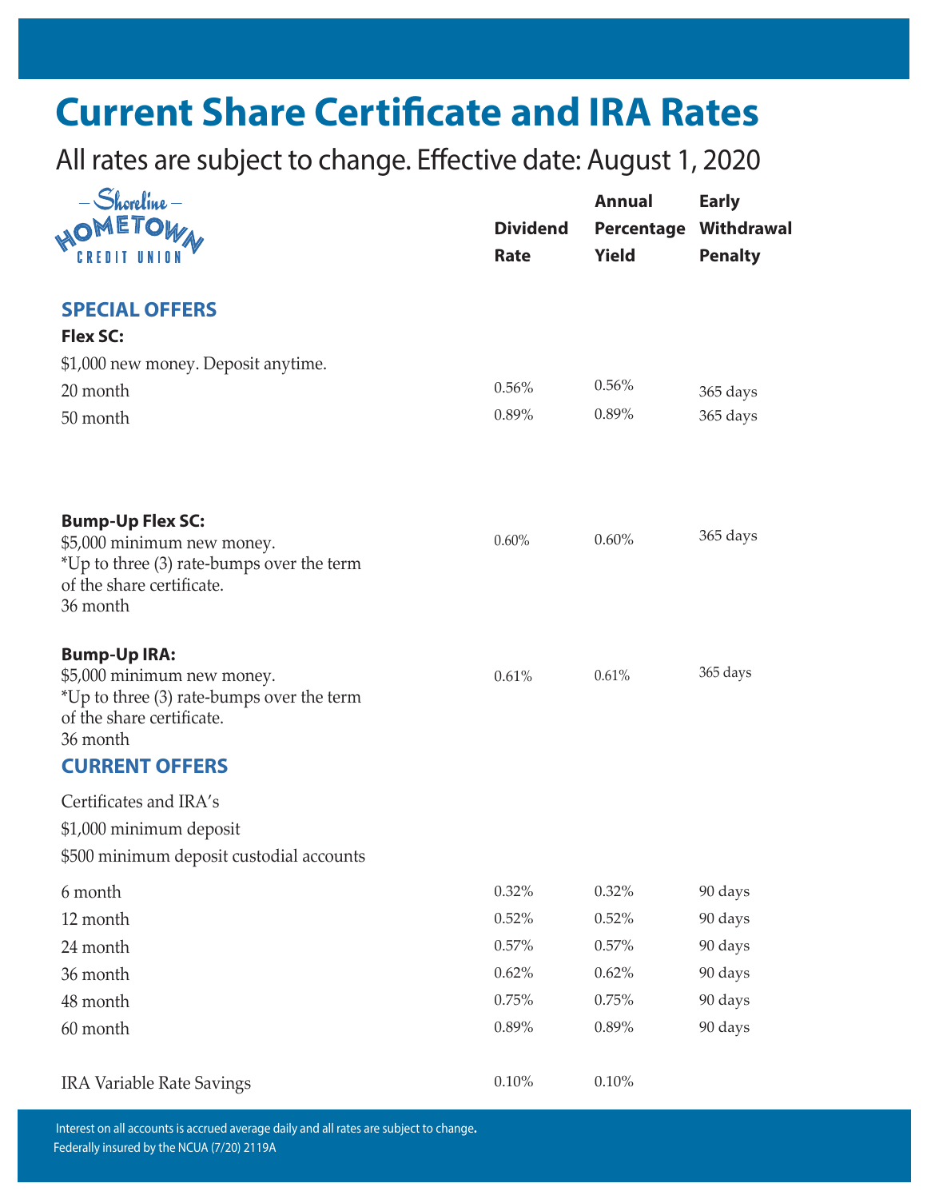# Current Share Certificate and IRA Rates

All rates are subject to change. Effective date: August 1, 2020

– Shoreline –
HOMETOWN
CREDIT UNION

| | Dividend Rate | Annual Percentage Yield | Early Withdrawal Penalty |
|---|---|---|---|
| **SPECIAL OFFERS** | | | |
| **Flex SC:** | | | |
| $1,000 new money. Deposit anytime. | | | |
| 20 month | 0.56% | 0.56% | 365 days |
| 50 month | 0.89% | 0.89% | 365 days |
| **Bump-Up Flex SC:** $5,000 minimum new money. *Up to three (3) rate-bumps over the term of the share certificate. 36 month | 0.60% | 0.60% | 365 days |
| **Bump-Up IRA:** $5,000 minimum new money. *Up to three (3) rate-bumps over the term of the share certificate. 36 month | 0.61% | 0.61% | 365 days |
| **CURRENT OFFERS** | | | |
| Certificates and IRA's | | | |
| $1,000 minimum deposit | | | |
| $500 minimum deposit custodial accounts | | | |
| 6 month | 0.32% | 0.32% | 90 days |
| 12 month | 0.52% | 0.52% | 90 days |
| 24 month | 0.57% | 0.57% | 90 days |
| 36 month | 0.62% | 0.62% | 90 days |
| 48 month | 0.75% | 0.75% | 90 days |
| 60 month | 0.89% | 0.89% | 90 days |
| IRA Variable Rate Savings | 0.10% | 0.10% | |

Interest on all accounts is accrued average daily and all rates are subject to change.
Federally insured by the NCUA (7/20) 2119A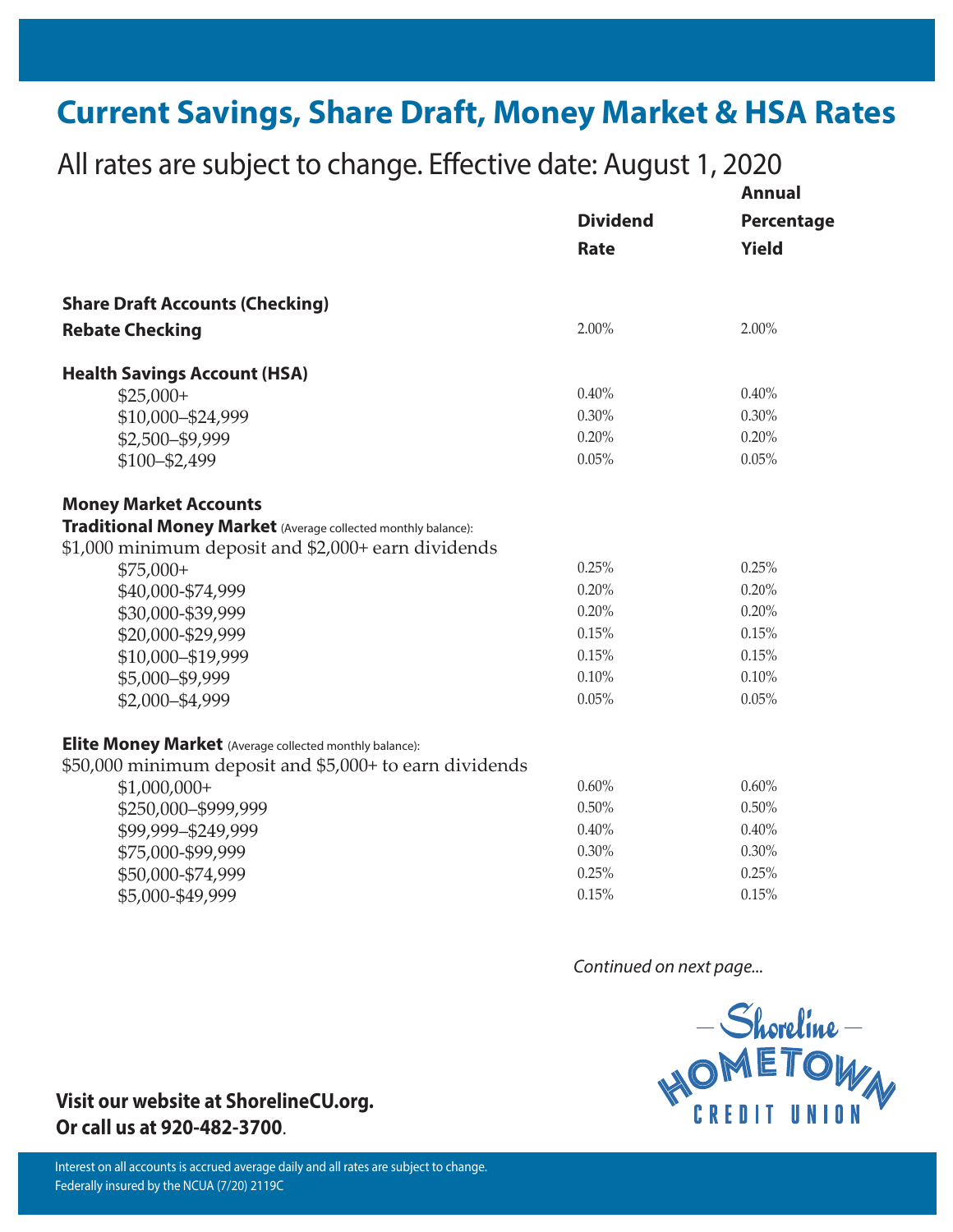# Current Savings, Share Draft, Money Market & HSA Rates

All rates are subject to change. Effective date: August 1, 2020

| | Dividend Rate | Annual Percentage Yield |
|---|---|---|
| **Share Draft Accounts (Checking)** | | |
| **Rebate Checking** | 2.00% | 2.00% |
| **Health Savings Account (HSA)** | | |
| $25,000+ | 0.40% | 0.40% |
| $10,000–$24,999 | 0.30% | 0.30% |
| $2,500–$9,999 | 0.20% | 0.20% |
| $100–$2,499 | 0.05% | 0.05% |
| **Money Market Accounts** | | |
| **Traditional Money Market** (Average collected monthly balance): $1,000 minimum deposit and $2,000+ earn dividends | | |
| $75,000+ | 0.25% | 0.25% |
| $40,000-$74,999 | 0.20% | 0.20% |
| $30,000-$39,999 | 0.20% | 0.20% |
| $20,000-$29,999 | 0.15% | 0.15% |
| $10,000–$19,999 | 0.15% | 0.15% |
| $5,000–$9,999 | 0.10% | 0.10% |
| $2,000–$4,999 | 0.05% | 0.05% |
| **Elite Money Market** (Average collected monthly balance): $50,000 minimum deposit and $5,000+ to earn dividends | | |
| $1,000,000+ | 0.60% | 0.60% |
| $250,000–$999,999 | 0.50% | 0.50% |
| $99,999–$249,999 | 0.40% | 0.40% |
| $75,000-$99,999 | 0.30% | 0.30% |
| $50,000-$74,999 | 0.25% | 0.25% |
| $5,000-$49,999 | 0.15% | 0.15% |

*Continued on next page...*

**Visit our website at ShorelineCU.org.**
**Or call us at 920-482-3700**.

Shoreline Hometown Credit Union

Interest on all accounts is accrued average daily and all rates are subject to change.
Federally insured by the NCUA (7/20) 2119C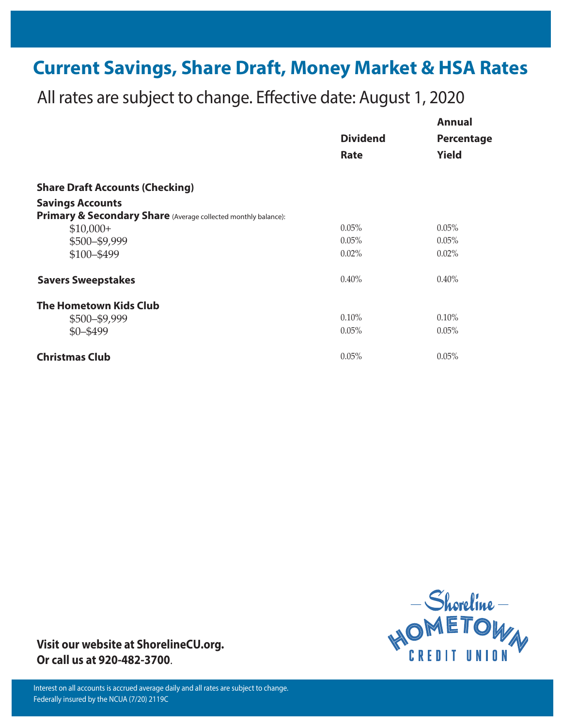# Current Savings, Share Draft, Money Market & HSA Rates

All rates are subject to change. Effective date: August 1, 2020

| | Dividend Rate | Annual Percentage Yield |
|---|---|---|
| **Share Draft Accounts (Checking)** | | |
| **Savings Accounts** | | |
| **Primary & Secondary Share** (Average collected monthly balance): | | |
| $10,000+ | 0.05% | 0.05% |
| $500–$9,999 | 0.05% | 0.05% |
| $100–$499 | 0.02% | 0.02% |
| **Savers Sweepstakes** | 0.40% | 0.40% |
| **The Hometown Kids Club** | | |
| $500–$9,999 | 0.10% | 0.10% |
| $0–$499 | 0.05% | 0.05% |
| **Christmas Club** | 0.05% | 0.05% |

**Visit our website at ShorelineCU.org.**
**Or call us at 920-482-3700**.

Shoreline Hometown Credit Union

Interest on all accounts is accrued average daily and all rates are subject to change.
Federally insured by the NCUA (7/20) 2119C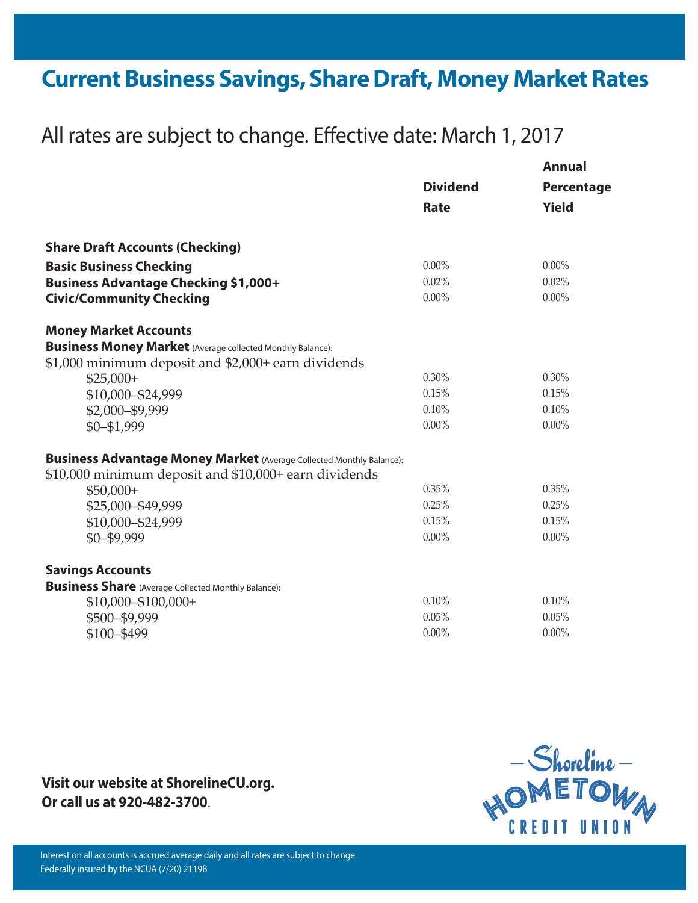# Current Business Savings, Share Draft, Money Market Rates

All rates are subject to change. Effective date: March 1, 2017

| | Dividend Rate | Annual Percentage Yield |
|---|---|---|
| **Share Draft Accounts (Checking)** | | |
| **Basic Business Checking** | 0.00% | 0.00% |
| **Business Advantage Checking $1,000+** | 0.02% | 0.02% |
| **Civic/Community Checking** | 0.00% | 0.00% |
| **Money Market Accounts** | | |
| **Business Money Market** (Average collected Monthly Balance): | | |
| $1,000 minimum deposit and $2,000+ earn dividends | | |
| $25,000+ | 0.30% | 0.30% |
| $10,000–$24,999 | 0.15% | 0.15% |
| $2,000–$9,999 | 0.10% | 0.10% |
| $0–$1,999 | 0.00% | 0.00% |
| **Business Advantage Money Market** (Average Collected Monthly Balance): | | |
| $10,000 minimum deposit and $10,000+ earn dividends | | |
| $50,000+ | 0.35% | 0.35% |
| $25,000–$49,999 | 0.25% | 0.25% |
| $10,000–$24,999 | 0.15% | 0.15% |
| $0–$9,999 | 0.00% | 0.00% |
| **Savings Accounts** | | |
| **Business Share** (Average Collected Monthly Balance): | | |
| $10,000–$100,000+ | 0.10% | 0.10% |
| $500–$9,999 | 0.05% | 0.05% |
| $100–$499 | 0.00% | 0.00% |

**Visit our website at ShorelineCU.org.**
**Or call us at 920-482-3700**.

Shoreline HOMETOWN CREDIT UNION

Interest on all accounts is accrued average daily and all rates are subject to change.
Federally insured by the NCUA (7/20) 2119B